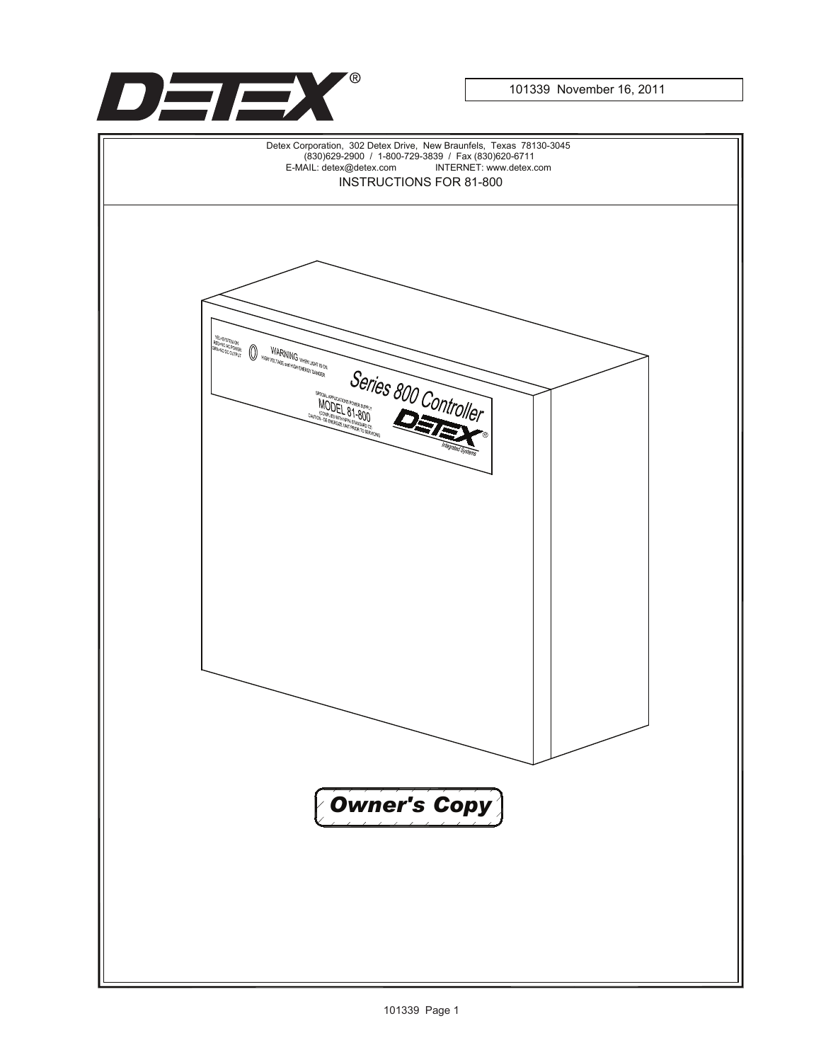DETEX®

101339 November 16, 2011

Detex Corporation, 302 Detex Drive, New Braunfels, Texas 78130-3045
(830)629-2900 / 1-800-729-3839 / Fax (830)620-6711
E-MAIL: detex@detex.com INTERNET: www.detex.com

INSTRUCTIONS FOR 81-800

*Owner's Copy*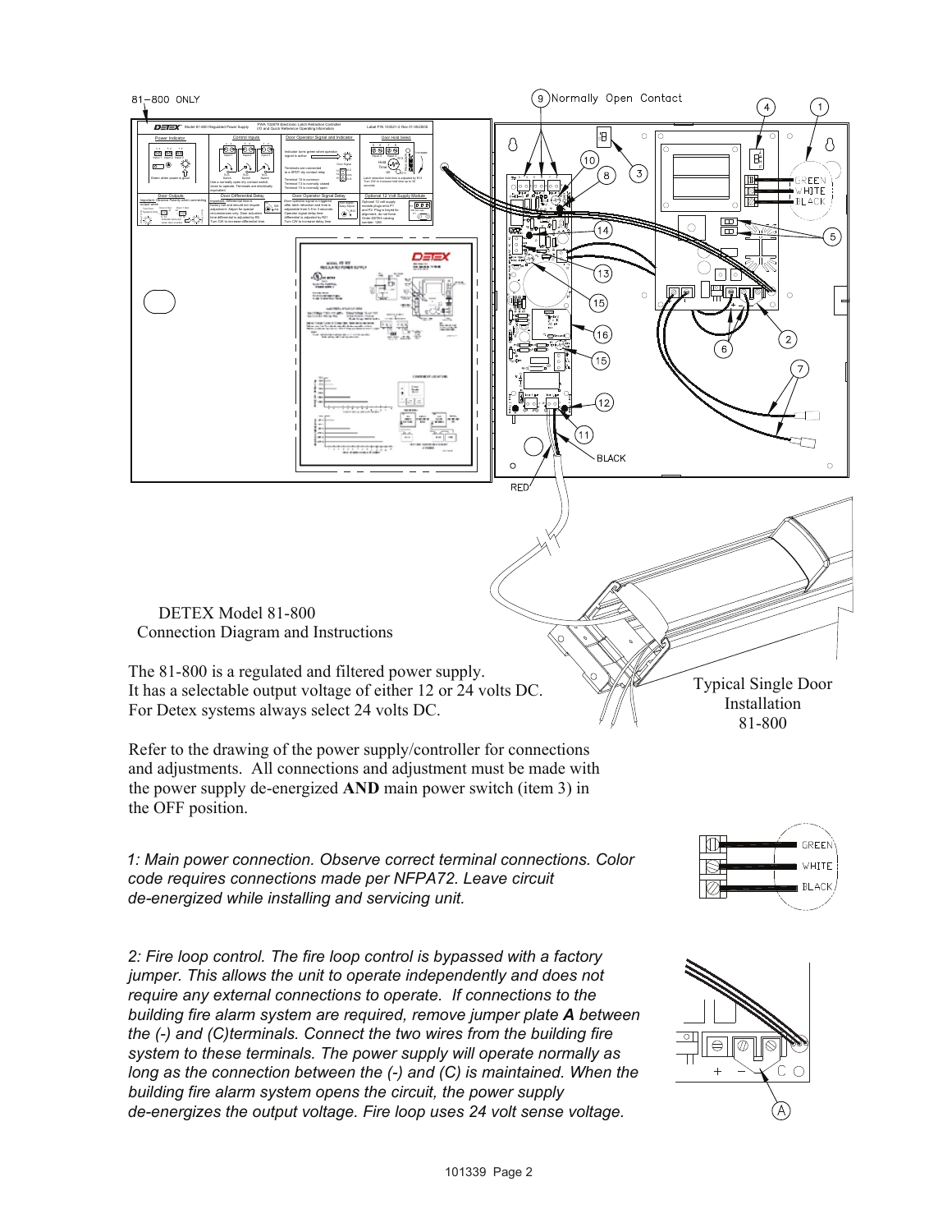DETEX Model 81-800
Connection Diagram and Instructions

Typical Single Door Installation
81-800

The 81-800 is a regulated and filtered power supply.
It has a selectable output voltage of either 12 or 24 volts DC.
For Detex systems always select 24 volts DC.

Refer to the drawing of the power supply/controller for connections and adjustments. All connections and adjustment must be made with the power supply de-energized **AND** main power switch (item 3) in the OFF position.

*1: Main power connection. Observe correct terminal connections. Color code requires connections made per NFPA72. Leave circuit de-energized while installing and servicing unit.*

*2: Fire loop control. The fire loop control is bypassed with a factory jumper. This allows the unit to operate independently and does not require any external connections to operate. If connections to the building fire alarm system are required, remove jumper plate **A** between the (-) and (C)terminals. Connect the two wires from the building fire system to these terminals. The power supply will operate normally as long as the connection between the (-) and (C) is maintained. When the building fire alarm system opens the circuit, the power supply de-energizes the output voltage. Fire loop uses 24 volt sense voltage.*

101339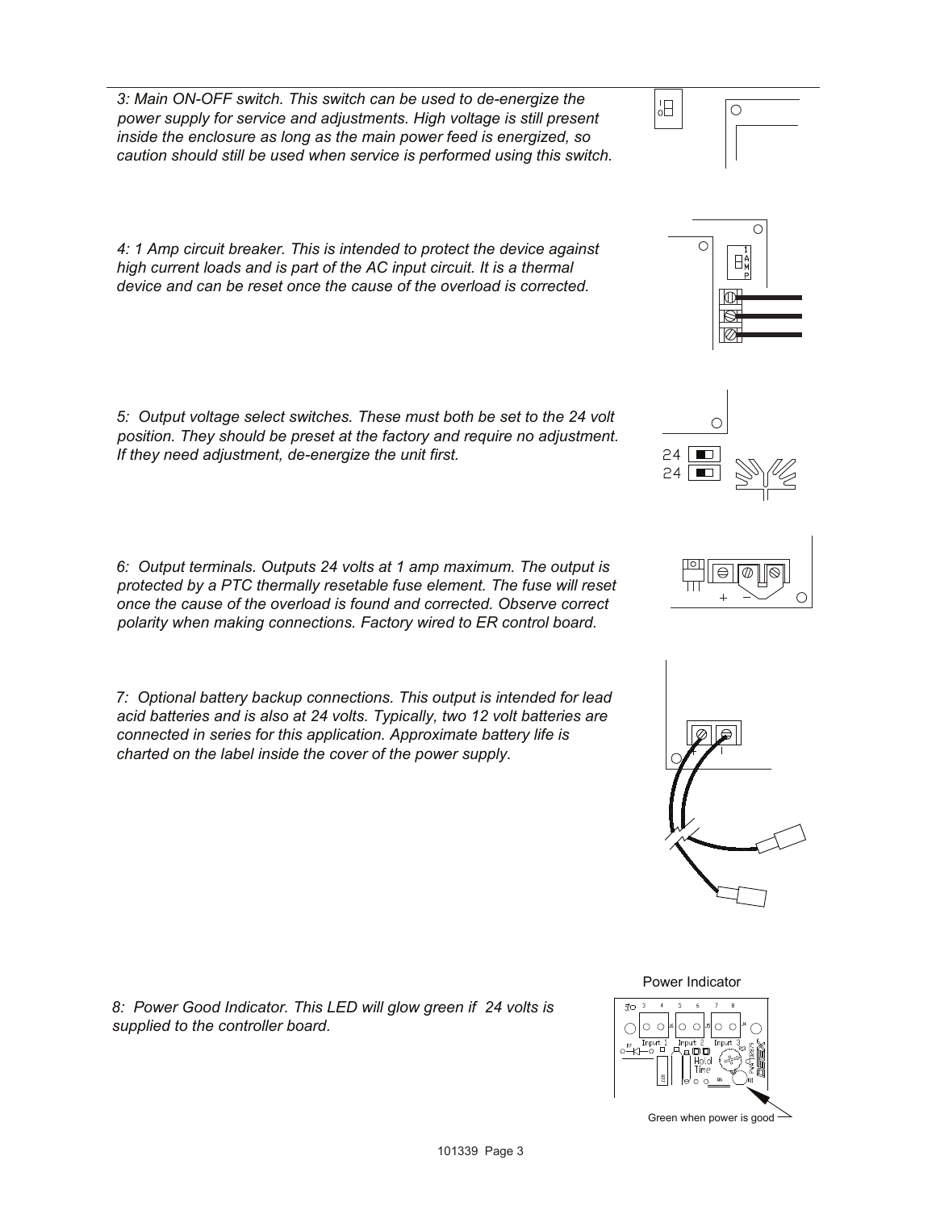*3: Main ON-OFF switch. This switch can be used to de-energize the power supply for service and adjustments. High voltage is still present inside the enclosure as long as the main power feed is energized, so caution should still be used when service is performed using this switch.*

*4: 1 Amp circuit breaker. This is intended to protect the device against high current loads and is part of the AC input circuit. It is a thermal device and can be reset once the cause of the overload is corrected.*

*5: Output voltage select switches. These must both be set to the 24 volt position. They should be preset at the factory and require no adjustment. If they need adjustment, de-energize the unit first.*

*6: Output terminals. Outputs 24 volts at 1 amp maximum. The output is protected by a PTC thermally resetable fuse element. The fuse will reset once the cause of the overload is found and corrected. Observe correct polarity when making connections. Factory wired to ER control board.*

*7: Optional battery backup connections. This output is intended for lead acid batteries and is also at 24 volts. Typically, two 12 volt batteries are connected in series for this application. Approximate battery life is charted on the label inside the cover of the power supply.*

*8: Power Good Indicator. This LED will glow green if 24 volts is supplied to the controller board.*

Power Indicator

Green when power is good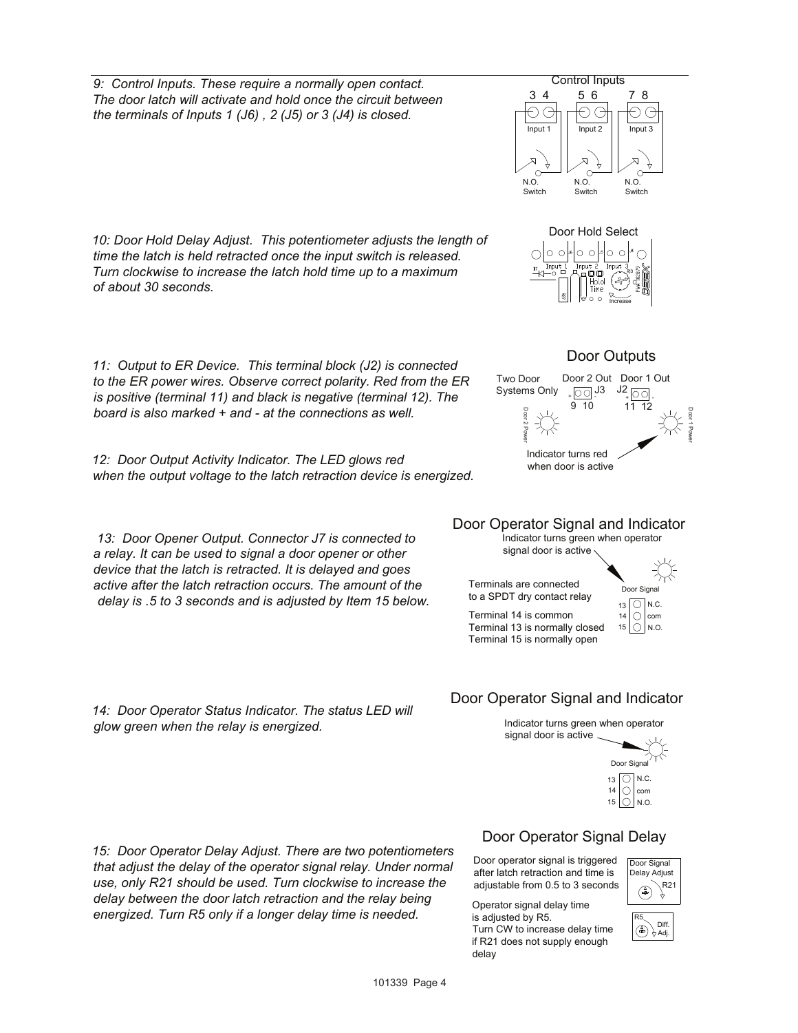*9: Control Inputs. These require a normally open contact. The door latch will activate and hold once the circuit between the terminals of Inputs 1 (J6) , 2 (J5) or 3 (J4) is closed.*

Control Inputs

3 4 — Input 1 — N.O. Switch
5 6 — Input 2 — N.O. Switch
7 8 — Input 3 — N.O. Switch

*10: Door Hold Delay Adjust. This potentiometer adjusts the length of time the latch is held retracted once the input switch is released. Turn clockwise to increase the latch hold time up to a maximum of about 30 seconds.*

Door Hold Select

*11: Output to ER Device. This terminal block (J2) is connected to the ER power wires. Observe correct polarity. Red from the ER is positive (terminal 11) and black is negative (terminal 12). The board is also marked + and - at the connections as well.*

*12: Door Output Activity Indicator. The LED glows red when the output voltage to the latch retraction device is energized.*

## Door Outputs

Two Door Systems Only — Door 2 Out J3 (9 10) — Door 2 Power

Door 1 Out J2 (11 12) — Door 1 Power

Indicator turns red when door is active

*13: Door Opener Output. Connector J7 is connected to a relay. It can be used to signal a door opener or other device that the latch is retracted. It is delayed and goes active after the latch retraction occurs. The amount of the delay is .5 to 3 seconds and is adjusted by Item 15 below.*

## Door Operator Signal and Indicator

Indicator turns green when operator signal door is active

Terminals are connected to a SPDT dry contact relay

Terminal 14 is common
Terminal 13 is normally closed
Terminal 15 is normally open

Door Signal: 13 N.C., 14 com, 15 N.O.

*14: Door Operator Status Indicator. The status LED will glow green when the relay is energized.*

## Door Operator Signal and Indicator

Indicator turns green when operator signal door is active

Door Signal: 13 N.C., 14 com, 15 N.O.

*15: Door Operator Delay Adjust. There are two potentiometers that adjust the delay of the operator signal relay. Under normal use, only R21 should be used. Turn clockwise to increase the delay between the door latch retraction and the relay being energized. Turn R5 only if a longer delay time is needed.*

## Door Operator Signal Delay

Door operator signal is triggered after latch retraction and time is adjustable from 0.5 to 3 seconds

Door Signal Delay Adjust R21

Operator signal delay time is adjusted by R5.
Turn CW to increase delay time if R21 does not supply enough delay

R5 Diff. Adj.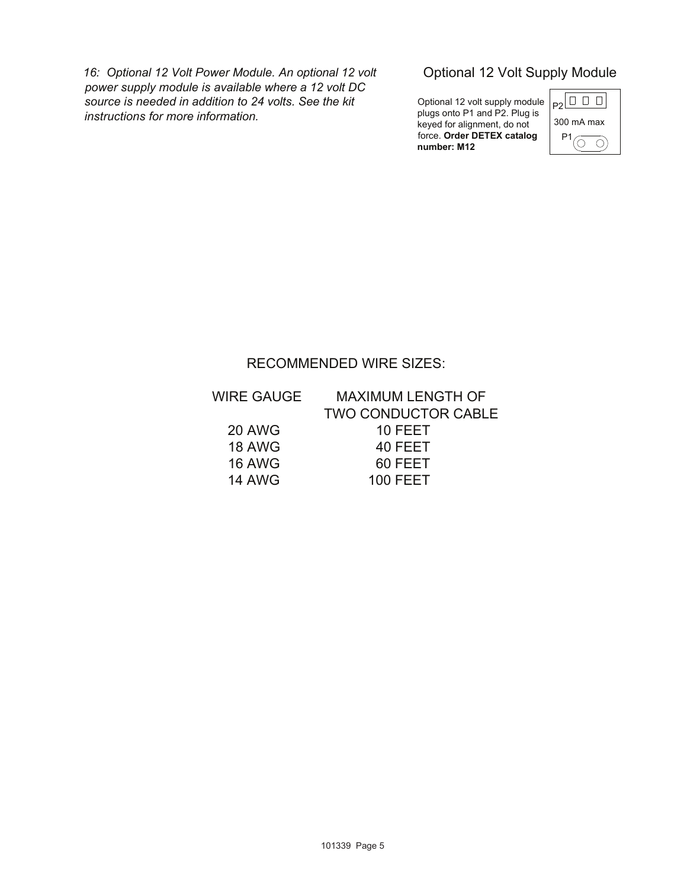*16: Optional 12 Volt Power Module. An optional 12 volt power supply module is available where a 12 volt DC source is needed in addition to 24 volts. See the kit instructions for more information.*

## Optional 12 Volt Supply Module

Optional 12 volt supply module plugs onto P1 and P2. Plug is keyed for alignment, do not force. **Order DETEX catalog number: M12**

P2

300 mA max

P1

## RECOMMENDED WIRE SIZES:

| WIRE GAUGE | MAXIMUM LENGTH OF TWO CONDUCTOR CABLE |
|---|---|
| 20 AWG | 10 FEET |
| 18 AWG | 40 FEET |
| 16 AWG | 60 FEET |
| 14 AWG | 100 FEET |